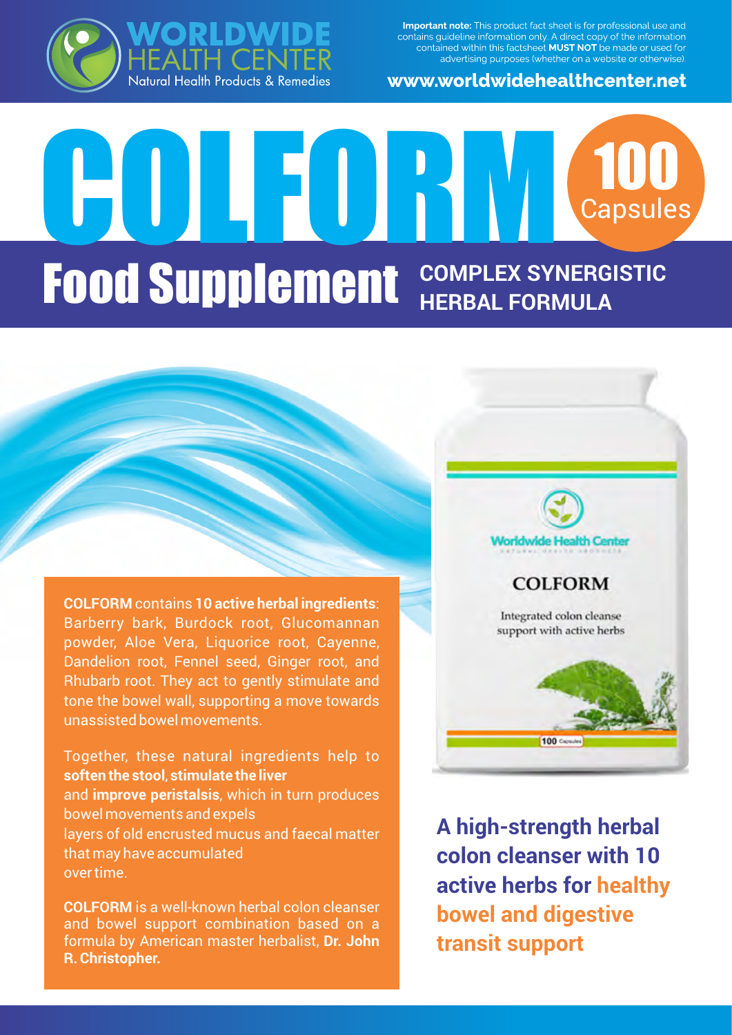**Important note:** This product fact sheet is for professional use and contains guideline information only. A direct copy of the information contained within this factsheet **MUST NOT** be made or used for advertising purposes (whether on a website or otherwise).

**www.worldwidehealthcenter.net**

# COLFORM

**100 Capsules**

## Food Supplement

**COMPLEX SYNERGISTIC HERBAL FORMULA**

**COLFORM** contains **10 active herbal ingredients**: Barberry bark, Burdock root, Glucomannan powder, Aloe Vera, Liquorice root, Cayenne, Dandelion root, Fennel seed, Ginger root, and Rhubarb root. They act to gently stimulate and tone the bowel wall, supporting a move towards unassisted bowel movements.

Together, these natural ingredients help to **soften the stool**, **stimulate the liver** and **improve peristalsis**, which in turn produces bowel movements and expels layers of old encrusted mucus and faecal matter that may have accumulated over time.

**COLFORM** is a well-known herbal colon cleanser and bowel support combination based on a formula by American master herbalist, **Dr. John R. Christopher.**

**A high-strength herbal colon cleanser with 10 active herbs for healthy bowel and digestive transit support**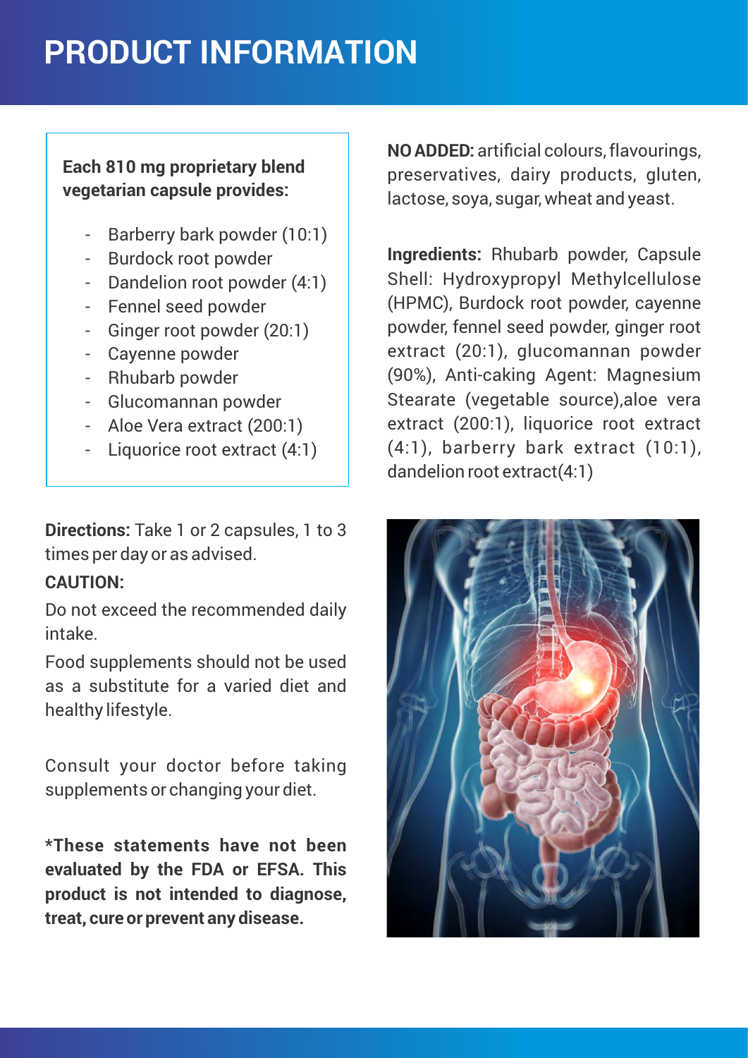# PRODUCT INFORMATION

**Each 810 mg proprietary blend vegetarian capsule provides:**

- Barberry bark powder (10:1)
- Burdock root powder
- Dandelion root powder (4:1)
- Fennel seed powder
- Ginger root powder (20:1)
- Cayenne powder
- Rhubarb powder
- Glucomannan powder
- Aloe Vera extract (200:1)
- Liquorice root extract (4:1)

**Directions:** Take 1 or 2 capsules, 1 to 3 times per day or as advised.

**CAUTION:**

Do not exceed the recommended daily intake.

Food supplements should not be used as a substitute for a varied diet and healthy lifestyle.

Consult your doctor before taking supplements or changing your diet.

**\*These statements have not been evaluated by the FDA or EFSA. This product is not intended to diagnose, treat, cure or prevent any disease.**

**NO ADDED:** artificial colours, flavourings, preservatives, dairy products, gluten, lactose, soya, sugar, wheat and yeast.

**Ingredients:** Rhubarb powder, Capsule Shell: Hydroxypropyl Methylcellulose (HPMC), Burdock root powder, cayenne powder, fennel seed powder, ginger root extract (20:1), glucomannan powder (90%), Anti-caking Agent: Magnesium Stearate (vegetable source),aloe vera extract (200:1), liquorice root extract (4:1), barberry bark extract (10:1), dandelion root extract(4:1)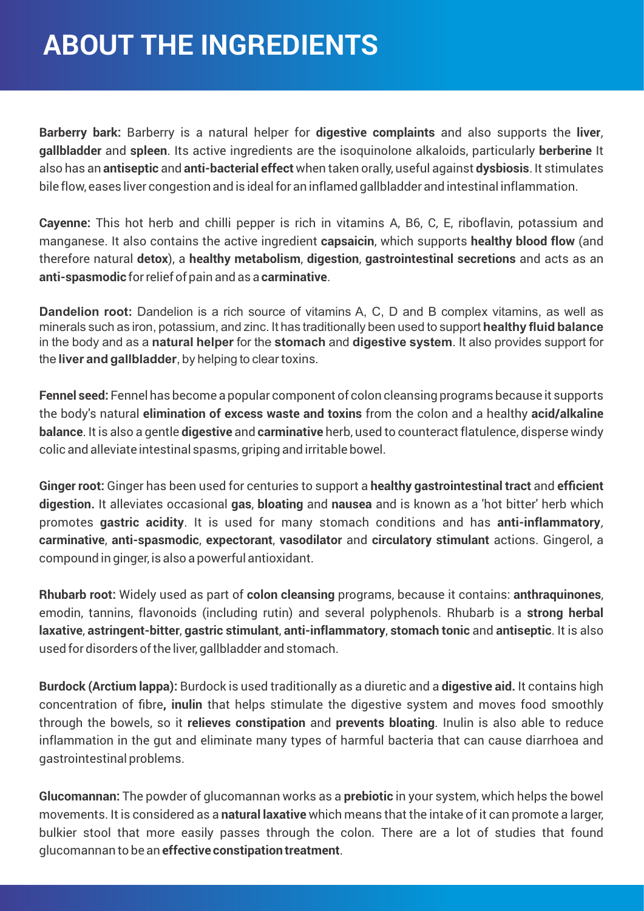# ABOUT THE INGREDIENTS

**Barberry bark:** Barberry is a natural helper for **digestive complaints** and also supports the **liver**, **gallbladder** and **spleen**. Its active ingredients are the isoquinolone alkaloids, particularly **berberine** It also has an **antiseptic** and **anti-bacterial effect** when taken orally, useful against **dysbiosis**. It stimulates bile flow, eases liver congestion and is ideal for an inflamed gallbladder and intestinal inflammation.

**Cayenne:** This hot herb and chilli pepper is rich in vitamins A, B6, C, E, riboflavin, potassium and manganese. It also contains the active ingredient **capsaicin**, which supports **healthy blood flow** (and therefore natural **detox**), a **healthy metabolism**, **digestion**, **gastrointestinal secretions** and acts as an **anti-spasmodic** for relief of pain and as a **carminative**.

**Dandelion root:** Dandelion is a rich source of vitamins A, C, D and B complex vitamins, as well as minerals such as iron, potassium, and zinc. It has traditionally been used to support **healthy fluid balance** in the body and as a **natural helper** for the **stomach** and **digestive system**. It also provides support for the **liver and gallbladder**, by helping to clear toxins.

**Fennel seed:** Fennel has become a popular component of colon cleansing programs because it supports the body's natural **elimination of excess waste and toxins** from the colon and a healthy **acid/alkaline balance**. It is also a gentle **digestive** and **carminative** herb, used to counteract flatulence, disperse windy colic and alleviate intestinal spasms, griping and irritable bowel.

**Ginger root:** Ginger has been used for centuries to support a **healthy gastrointestinal tract** and **efficient digestion.** It alleviates occasional **gas**, **bloating** and **nausea** and is known as a 'hot bitter' herb which promotes **gastric acidity**. It is used for many stomach conditions and has **anti-inflammatory**, **carminative**, **anti-spasmodic**, **expectorant**, **vasodilator** and **circulatory stimulant** actions. Gingerol, a compound in ginger, is also a powerful antioxidant.

**Rhubarb root:** Widely used as part of **colon cleansing** programs, because it contains: **anthraquinones**, emodin, tannins, flavonoids (including rutin) and several polyphenols. Rhubarb is a **strong herbal laxative**, **astringent-bitter**, **gastric stimulant**, **anti-inflammatory**, **stomach tonic** and **antiseptic**. It is also used for disorders of the liver, gallbladder and stomach.

**Burdock (Arctium lappa):** Burdock is used traditionally as a diuretic and a **digestive aid.** It contains high concentration of fibre**, inulin** that helps stimulate the digestive system and moves food smoothly through the bowels, so it **relieves constipation** and **prevents bloating**. Inulin is also able to reduce inflammation in the gut and eliminate many types of harmful bacteria that can cause diarrhoea and gastrointestinal problems.

**Glucomannan:** The powder of glucomannan works as a **prebiotic** in your system, which helps the bowel movements. It is considered as a **natural laxative** which means that the intake of it can promote a larger, bulkier stool that more easily passes through the colon. There are a lot of studies that found glucomannan to be an **effective constipation treatment**.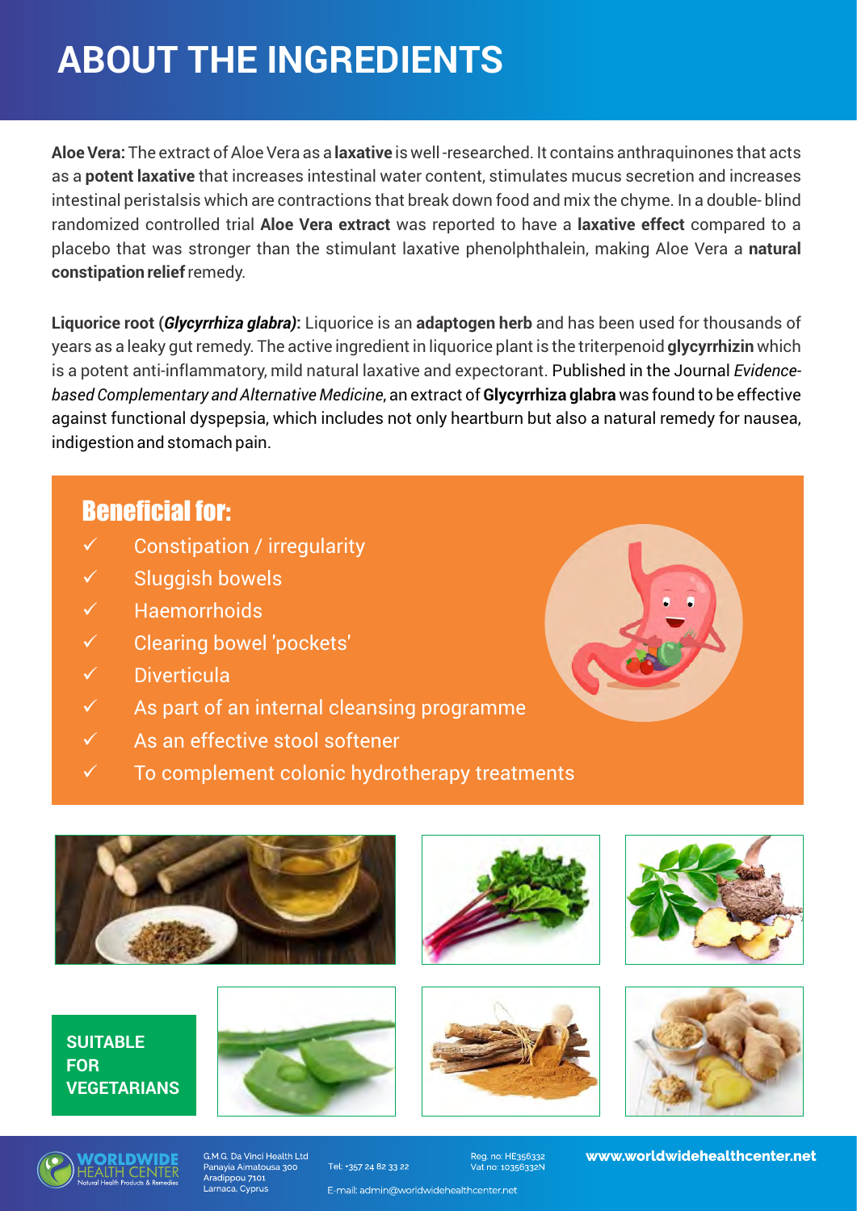# ABOUT THE INGREDIENTS

**Aloe Vera:** The extract of Aloe Vera as a **laxative** is well -researched. It contains anthraquinones that acts as a **potent laxative** that increases intestinal water content, stimulates mucus secretion and increases intestinal peristalsis which are contractions that break down food and mix the chyme. In a double- blind randomized controlled trial **Aloe Vera extract** was reported to have a **laxative effect** compared to a placebo that was stronger than the stimulant laxative phenolphthalein, making Aloe Vera a **natural constipation relief** remedy.

**Liquorice root (*Glycyrrhiza glabra*):** Liquorice is an **adaptogen herb** and has been used for thousands of years as a leaky gut remedy. The active ingredient in liquorice plant is the triterpenoid **glycyrrhizin** which is a potent anti-inflammatory, mild natural laxative and expectorant. Published in the Journal *Evidence-based Complementary and Alternative Medicine*, an extract of **Glycyrrhiza glabra** was found to be effective against functional dyspepsia, which includes not only heartburn but also a natural remedy for nausea, indigestion and stomach pain.

## Beneficial for:

- ✓ Constipation / irregularity
- ✓ Sluggish bowels
- ✓ Haemorrhoids
- ✓ Clearing bowel 'pockets'
- ✓ Diverticula
- ✓ As part of an internal cleansing programme
- ✓ As an effective stool softener
- ✓ To complement colonic hydrotherapy treatments

**SUITABLE FOR VEGETARIANS**

WORLDWIDE HEALTH CENTER
Natural Health Products & Remedies

G.M.G. Da Vinci Health Ltd
Panayia Aimatousa 300
Aradippou 7101
Larnaca, Cyprus

Tel: +357 24 82 33 22

E-mail: admin@worldwidehealthcenter.net

Reg. no: HE356332
Vat no: 10356332N

www.worldwidehealthcenter.net